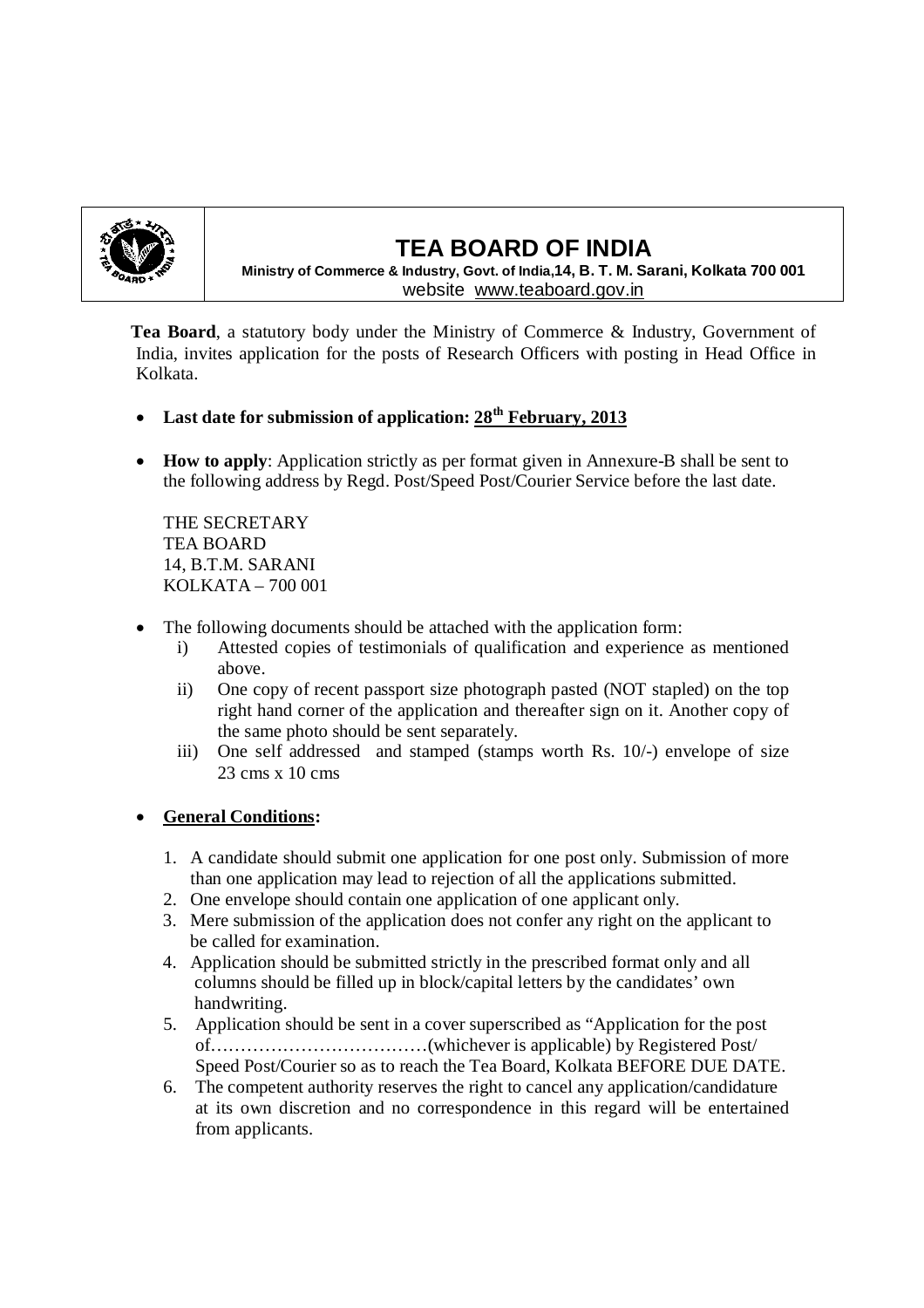# TEA BOARD OF INDIA

**Ministry of Commerce & Industry, Govt. of India,14, B. T. M. Sarani, Kolkata 700 001**
website www.teaboard.gov.in

**Tea Board**, a statutory body under the Ministry of Commerce & Industry, Government of India, invites application for the posts of Research Officers with posting in Head Office in Kolkata.

- **Last date for submission of application: 28th February, 2013**

- **How to apply**: Application strictly as per format given in Annexure-B shall be sent to the following address by Regd. Post/Speed Post/Courier Service before the last date.

  THE SECRETARY
  TEA BOARD
  14, B.T.M. SARANI
  KOLKATA – 700 001

- The following documents should be attached with the application form:
  i) Attested copies of testimonials of qualification and experience as mentioned above.
  ii) One copy of recent passport size photograph pasted (NOT stapled) on the top right hand corner of the application and thereafter sign on it. Another copy of the same photo should be sent separately.
  iii) One self addressed and stamped (stamps worth Rs. 10/-) envelope of size 23 cms x 10 cms

- **General Conditions:**

  1. A candidate should submit one application for one post only. Submission of more than one application may lead to rejection of all the applications submitted.
  2. One envelope should contain one application of one applicant only.
  3. Mere submission of the application does not confer any right on the applicant to be called for examination.
  4. Application should be submitted strictly in the prescribed format only and all columns should be filled up in block/capital letters by the candidates' own handwriting.
  5. Application should be sent in a cover superscribed as "Application for the post of………………………………(whichever is applicable) by Registered Post/ Speed Post/Courier so as to reach the Tea Board, Kolkata BEFORE DUE DATE.
  6. The competent authority reserves the right to cancel any application/candidature at its own discretion and no correspondence in this regard will be entertained from applicants.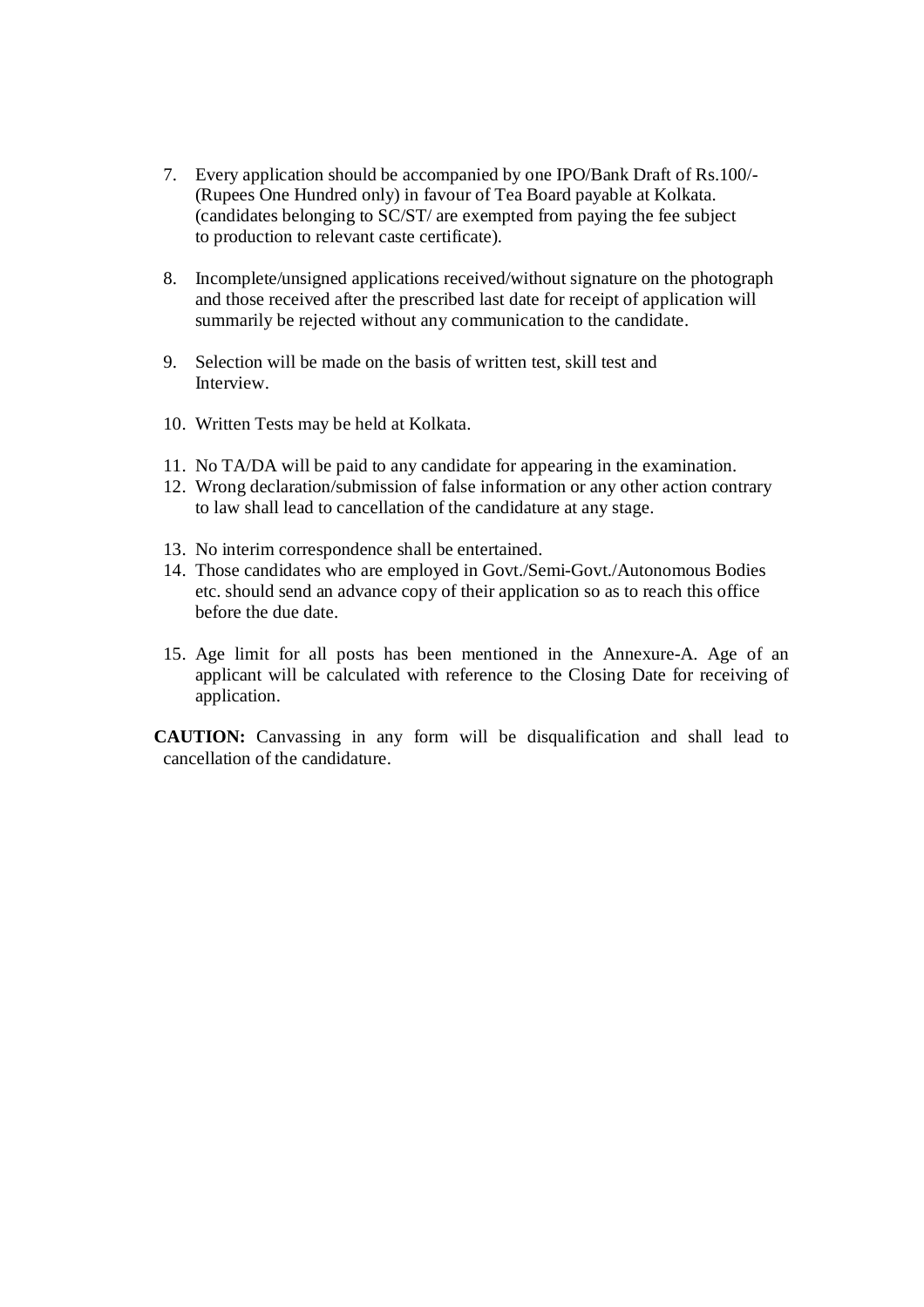7. Every application should be accompanied by one IPO/Bank Draft of Rs.100/- (Rupees One Hundred only) in favour of Tea Board payable at Kolkata. (candidates belonging to SC/ST/ are exempted from paying the fee subject to production to relevant caste certificate).

8. Incomplete/unsigned applications received/without signature on the photograph and those received after the prescribed last date for receipt of application will summarily be rejected without any communication to the candidate.

9. Selection will be made on the basis of written test, skill test and Interview.

10. Written Tests may be held at Kolkata.

11. No TA/DA will be paid to any candidate for appearing in the examination.
12. Wrong declaration/submission of false information or any other action contrary to law shall lead to cancellation of the candidature at any stage.

13. No interim correspondence shall be entertained.
14. Those candidates who are employed in Govt./Semi-Govt./Autonomous Bodies etc. should send an advance copy of their application so as to reach this office before the due date.

15. Age limit for all posts has been mentioned in the Annexure-A. Age of an applicant will be calculated with reference to the Closing Date for receiving of application.

**CAUTION:** Canvassing in any form will be disqualification and shall lead to cancellation of the candidature.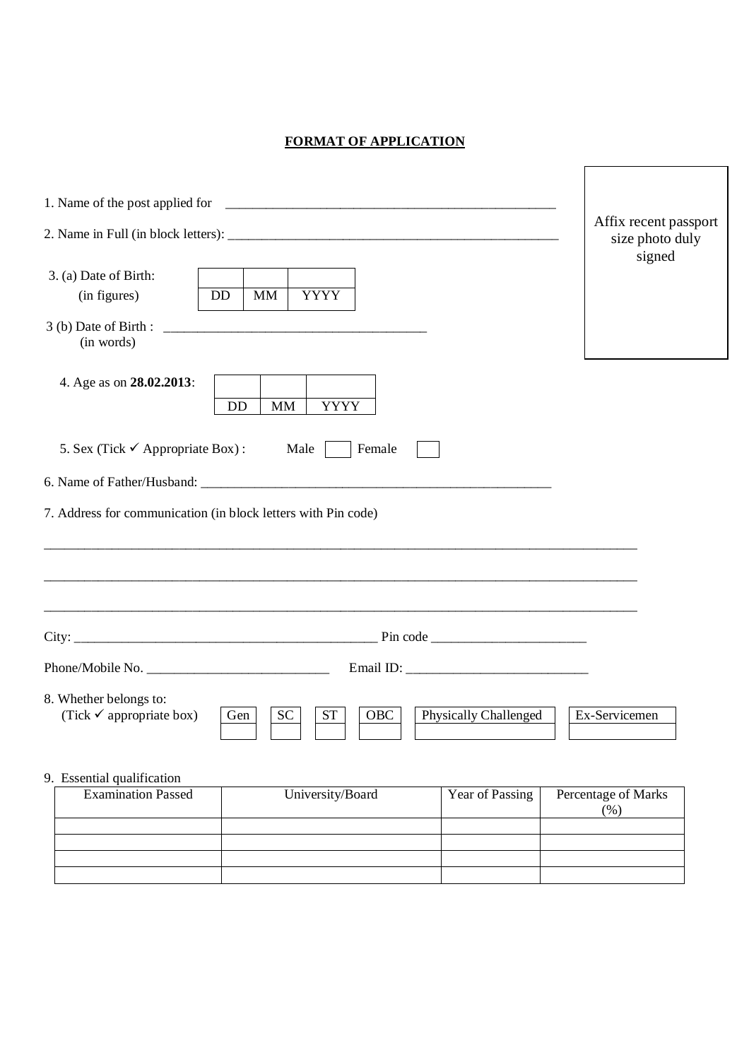# FORMAT OF APPLICATION

Affix recent passport size photo duly signed

1. Name of the post applied for \_\_\_\_\_\_\_\_\_\_\_\_\_\_\_\_\_\_\_\_\_\_\_\_\_\_\_\_\_\_\_\_\_\_\_\_\_\_\_\_\_\_\_\_\_\_\_\_

2. Name in Full (in block letters): \_\_\_\_\_\_\_\_\_\_\_\_\_\_\_\_\_\_\_\_\_\_\_\_\_\_\_\_\_\_\_\_\_\_\_\_\_\_\_\_\_\_\_\_\_\_\_\_

3. (a) Date of Birth: (in figures)

| | | |
|---|---|---|
| DD | MM | YYYY |

3 (b) Date of Birth : (in words) \_\_\_\_\_\_\_\_\_\_\_\_\_\_\_\_\_\_\_\_\_\_\_\_\_\_\_\_\_\_\_\_\_\_\_\_\_\_\_

4. Age as on **28.02.2013**:

| | | |
|---|---|---|
| DD | MM | YYYY |

5. Sex (Tick ✓ Appropriate Box) : Male ☐ Female ☐

6. Name of Father/Husband: \_\_\_\_\_\_\_\_\_\_\_\_\_\_\_\_\_\_\_\_\_\_\_\_\_\_\_\_\_\_\_\_\_\_\_\_\_\_\_\_\_\_\_\_\_\_\_\_\_\_\_

7. Address for communication (in block letters with Pin code)

\_\_\_\_\_\_\_\_\_\_\_\_\_\_\_\_\_\_\_\_\_\_\_\_\_\_\_\_\_\_\_\_\_\_\_\_\_\_\_\_\_\_\_\_\_\_\_\_\_\_\_\_\_\_\_\_\_\_\_\_\_\_\_\_\_\_\_\_\_\_\_\_\_\_\_\_\_\_\_\_\_\_

\_\_\_\_\_\_\_\_\_\_\_\_\_\_\_\_\_\_\_\_\_\_\_\_\_\_\_\_\_\_\_\_\_\_\_\_\_\_\_\_\_\_\_\_\_\_\_\_\_\_\_\_\_\_\_\_\_\_\_\_\_\_\_\_\_\_\_\_\_\_\_\_\_\_\_\_\_\_\_\_\_\_

\_\_\_\_\_\_\_\_\_\_\_\_\_\_\_\_\_\_\_\_\_\_\_\_\_\_\_\_\_\_\_\_\_\_\_\_\_\_\_\_\_\_\_\_\_\_\_\_\_\_\_\_\_\_\_\_\_\_\_\_\_\_\_\_\_\_\_\_\_\_\_\_\_\_\_\_\_\_\_\_\_\_

City: \_\_\_\_\_\_\_\_\_\_\_\_\_\_\_\_\_\_\_\_\_\_\_\_\_\_\_\_\_\_\_\_\_\_\_\_\_\_\_\_\_\_\_\_ Pin code \_\_\_\_\_\_\_\_\_\_\_\_\_\_\_\_\_\_\_\_\_\_\_\_

Phone/Mobile No. \_\_\_\_\_\_\_\_\_\_\_\_\_\_\_\_\_\_\_\_\_\_\_\_\_\_\_ Email ID: \_\_\_\_\_\_\_\_\_\_\_\_\_\_\_\_\_\_\_\_\_\_\_\_\_\_\_

8. Whether belongs to: (Tick ✓ appropriate box)

| Gen | SC | ST | OBC | Physically Challenged | Ex-Servicemen |
|---|---|---|---|---|---|
| | | | | | |

9. Essential qualification

| Examination Passed | University/Board | Year of Passing | Percentage of Marks (%) |
|---|---|---|---|
| | | | |
| | | | |
| | | | |
| | | | |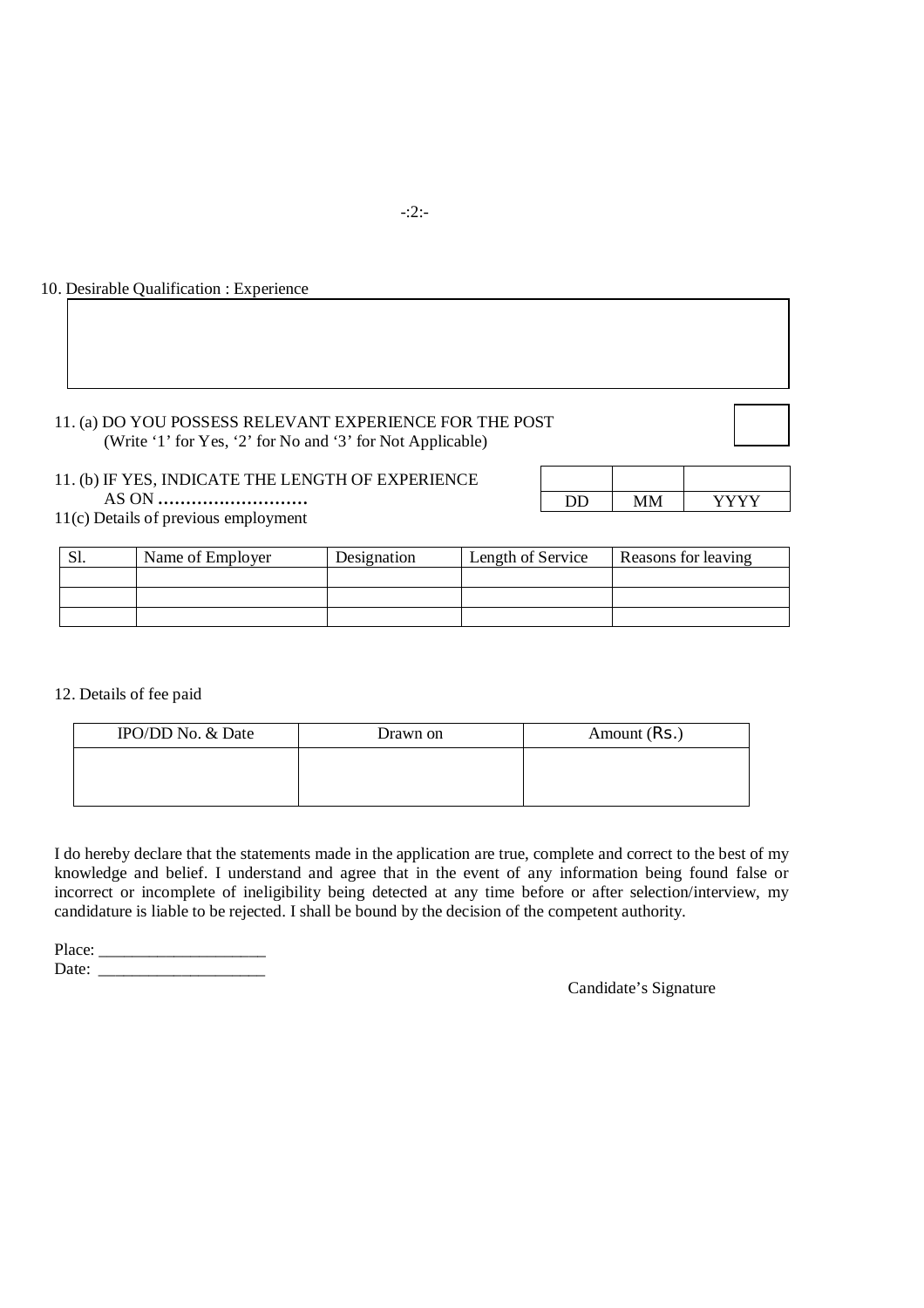10. Desirable Qualification : Experience

| |
|---|
| |

11. (a) DO YOU POSSESS RELEVANT EXPERIENCE FOR THE POST
(Write '1' for Yes, '2' for No and '3' for Not Applicable)

11. (b) IF YES, INDICATE THE LENGTH OF EXPERIENCE
AS ON ………………………

| | | |
|---|---|---|
| DD | MM | YYYY |

11(c) Details of previous employment

| Sl. | Name of Employer | Designation | Length of Service | Reasons for leaving |
|---|---|---|---|---|
| | | | | |
| | | | | |
| | | | | |

12. Details of fee paid

| IPO/DD No. & Date | Drawn on | Amount (Rs.) |
|---|---|---|
| | | |

I do hereby declare that the statements made in the application are true, complete and correct to the best of my knowledge and belief. I understand and agree that in the event of any information being found false or incorrect or incomplete of ineligibility being detected at any time before or after selection/interview, my candidature is liable to be rejected. I shall be bound by the decision of the competent authority.

Place: ____________________
Date: ____________________

Candidate's Signature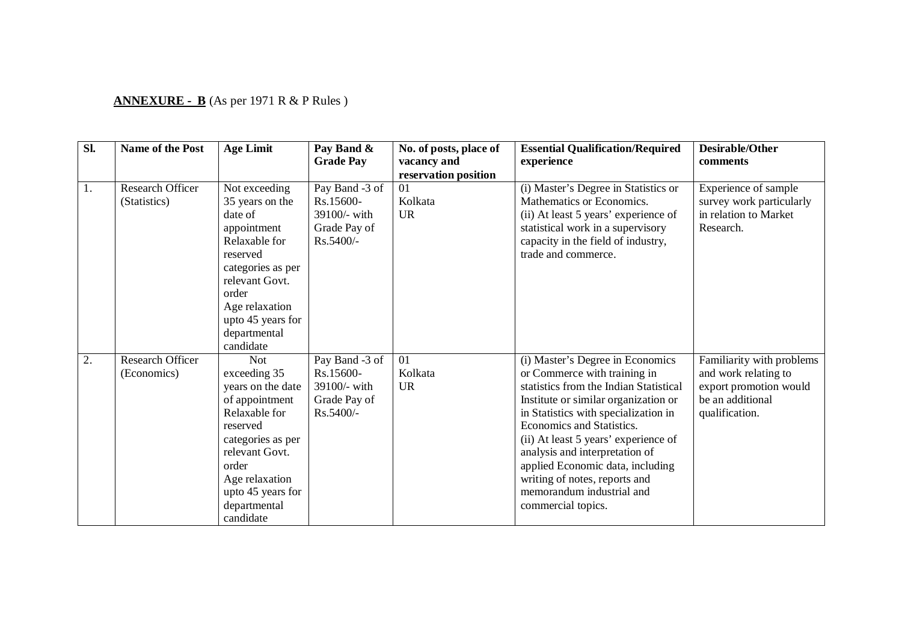**ANNEXURE - B** (As per 1971 R & P Rules )

| Sl. | Name of the Post | Age Limit | Pay Band & Grade Pay | No. of posts, place of vacancy and reservation position | Essential Qualification/Required experience | Desirable/Other comments |
|---|---|---|---|---|---|---|
| 1. | Research Officer (Statistics) | Not exceeding 35 years on the date of appointment Relaxable for reserved categories as per relevant Govt. order Age relaxation upto 45 years for departmental candidate | Pay Band -3 of Rs.15600-39100/- with Grade Pay of Rs.5400/- | 01 Kolkata UR | (i) Master's Degree in Statistics or Mathematics or Economics. (ii) At least 5 years' experience of statistical work in a supervisory capacity in the field of industry, trade and commerce. | Experience of sample survey work particularly in relation to Market Research. |
| 2. | Research Officer (Economics) | Not exceeding 35 years on the date of appointment Relaxable for reserved categories as per relevant Govt. order Age relaxation upto 45 years for departmental candidate | Pay Band -3 of Rs.15600-39100/- with Grade Pay of Rs.5400/- | 01 Kolkata UR | (i) Master's Degree in Economics or Commerce with training in statistics from the Indian Statistical Institute or similar organization or in Statistics with specialization in Economics and Statistics. (ii) At least 5 years' experience of analysis and interpretation of applied Economic data, including writing of notes, reports and memorandum industrial and commercial topics. | Familiarity with problems and work relating to export promotion would be an additional qualification. |